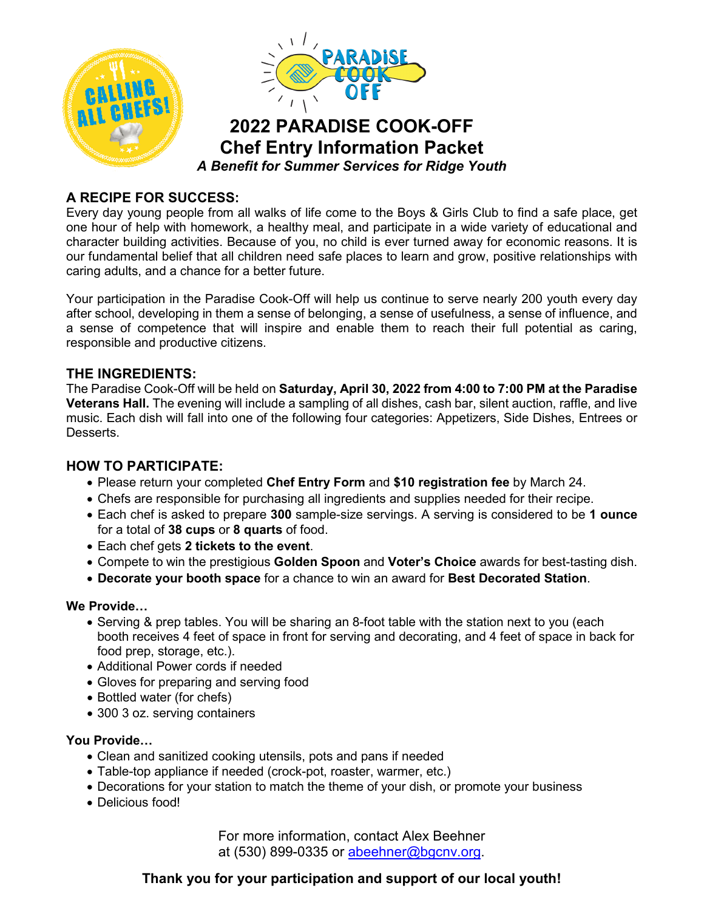CALLING ALL CHEFS!

PARADISE COOK OFF

# 2022 PARADISE COOK-OFF

## Chef Entry Information Packet

***A Benefit for Summer Services for Ridge Youth***

### A RECIPE FOR SUCCESS:

Every day young people from all walks of life come to the Boys & Girls Club to find a safe place, get one hour of help with homework, a healthy meal, and participate in a wide variety of educational and character building activities. Because of you, no child is ever turned away for economic reasons. It is our fundamental belief that all children need safe places to learn and grow, positive relationships with caring adults, and a chance for a better future.

Your participation in the Paradise Cook-Off will help us continue to serve nearly 200 youth every day after school, developing in them a sense of belonging, a sense of usefulness, a sense of influence, and a sense of competence that will inspire and enable them to reach their full potential as caring, responsible and productive citizens.

### THE INGREDIENTS:

The Paradise Cook-Off will be held on **Saturday, April 30, 2022 from 4:00 to 7:00 PM at the Paradise Veterans Hall.** The evening will include a sampling of all dishes, cash bar, silent auction, raffle, and live music. Each dish will fall into one of the following four categories: Appetizers, Side Dishes, Entrees or Desserts.

### HOW TO PARTICIPATE:

- Please return your completed **Chef Entry Form** and **$10 registration fee** by March 24.
- Chefs are responsible for purchasing all ingredients and supplies needed for their recipe.
- Each chef is asked to prepare **300** sample-size servings. A serving is considered to be **1 ounce** for a total of **38 cups** or **8 quarts** of food.
- Each chef gets **2 tickets to the event**.
- Compete to win the prestigious **Golden Spoon** and **Voter's Choice** awards for best-tasting dish.
- **Decorate your booth space** for a chance to win an award for **Best Decorated Station**.

**We Provide…**

- Serving & prep tables. You will be sharing an 8-foot table with the station next to you (each booth receives 4 feet of space in front for serving and decorating, and 4 feet of space in back for food prep, storage, etc.).
- Additional Power cords if needed
- Gloves for preparing and serving food
- Bottled water (for chefs)
- 300 3 oz. serving containers

**You Provide…**

- Clean and sanitized cooking utensils, pots and pans if needed
- Table-top appliance if needed (crock-pot, roaster, warmer, etc.)
- Decorations for your station to match the theme of your dish, or promote your business
- Delicious food!

For more information, contact Alex Beehner
at (530) 899-0335 or abeehner@bgcnv.org.

**Thank you for your participation and support of our local youth!**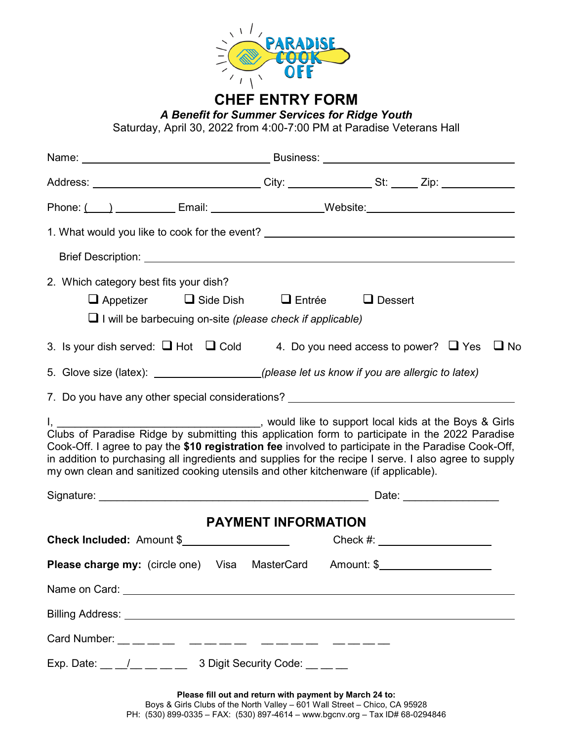PARADISE COOK OFF

# CHEF ENTRY FORM

***A Benefit for Summer Services for Ridge Youth***

Saturday, April 30, 2022 from 4:00-7:00 PM at Paradise Veterans Hall

Name: ______________________________ Business: ______________________________

Address: ___________________________ City: ______________ St: _____ Zip: ____________

Phone: (____) __________ Email: __________________ Website: ________________________

1. What would you like to cook for the event? ______________________________________

   Brief Description: __________________________________________________________

2. Which category best fits your dish?

   ❑ Appetizer ❑ Side Dish ❑ Entrée ❑ Dessert

   ❑ I will be barbecuing on-site *(please check if applicable)*

3. Is your dish served: ❑ Hot ❑ Cold 4. Do you need access to power? ❑ Yes ❑ No

5. Glove size (latex): __________________ *(please let us know if you are allergic to latex)*

7. Do you have any other special considerations? __________________________________

I, __________________________________, would like to support local kids at the Boys & Girls Clubs of Paradise Ridge by submitting this application form to participate in the 2022 Paradise Cook-Off. I agree to pay the **$10 registration fee** involved to participate in the Paradise Cook-Off, in addition to purchasing all ingredients and supplies for the recipe I serve. I also agree to supply my own clean and sanitized cooking utensils and other kitchenware (if applicable).

Signature: ____________________________________________ Date: _______________

## PAYMENT INFORMATION

**Check Included:** Amount $__________________ Check #: __________________

**Please charge my:** (circle one) Visa MasterCard Amount: $__________________

Name on Card: ______________________________________________________________

Billing Address: _____________________________________________________________

Card Number: __ __ __ __ __ __ __ __ __ __ __ __ __ __ __ __

Exp. Date: __ __/__ __ __ __ 3 Digit Security Code: __ __ __

**Please fill out and return with payment by March 24 to:**

Boys & Girls Clubs of the North Valley – 601 Wall Street – Chico, CA 95928

PH: (530) 899-0335 – FAX: (530) 897-4614 – www.bgcnv.org – Tax ID# 68-0294846